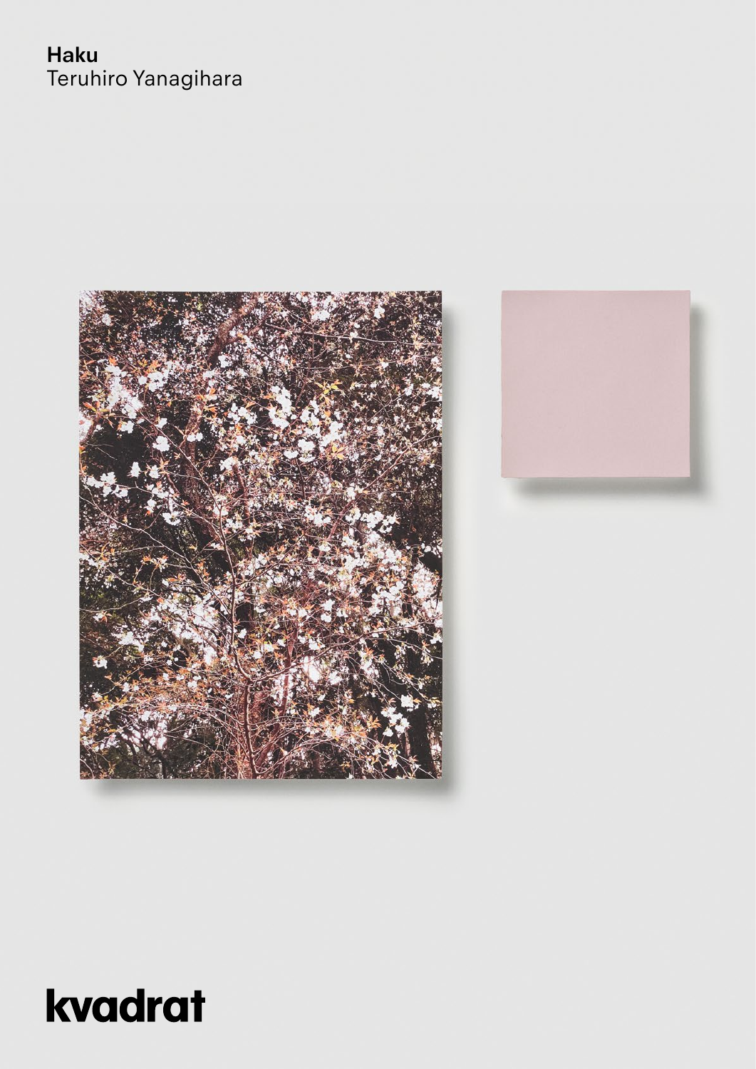**Haku**
Teruhiro Yanagihara

kvadrat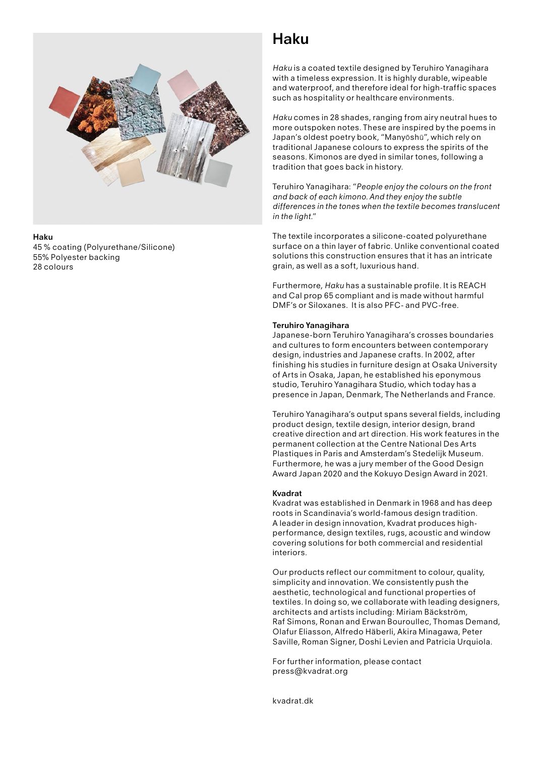**Haku**
45 % coating (Polyurethane/Silicone)
55% Polyester backing
28 colours

# Haku

*Haku* is a coated textile designed by Teruhiro Yanagihara with a timeless expression. It is highly durable, wipeable and waterproof, and therefore ideal for high-traffic spaces such as hospitality or healthcare environments.

*Haku* comes in 28 shades, ranging from airy neutral hues to more outspoken notes. These are inspired by the poems in Japan's oldest poetry book, "Manyōshū", which rely on traditional Japanese colours to express the spirits of the seasons. Kimonos are dyed in similar tones, following a tradition that goes back in history.

Teruhiro Yanagihara: "*People enjoy the colours on the front and back of each kimono. And they enjoy the subtle differences in the tones when the textile becomes translucent in the light.*"

The textile incorporates a silicone-coated polyurethane surface on a thin layer of fabric. Unlike conventional coated solutions this construction ensures that it has an intricate grain, as well as a soft, luxurious hand.

Furthermore, *Haku* has a sustainable profile. It is REACH and Cal prop 65 compliant and is made without harmful DMF's or Siloxanes. It is also PFC- and PVC-free.

**Teruhiro Yanagihara**
Japanese-born Teruhiro Yanagihara's crosses boundaries and cultures to form encounters between contemporary design, industries and Japanese crafts. In 2002, after finishing his studies in furniture design at Osaka University of Arts in Osaka, Japan, he established his eponymous studio, Teruhiro Yanagihara Studio, which today has a presence in Japan, Denmark, The Netherlands and France.

Teruhiro Yanagihara's output spans several fields, including product design, textile design, interior design, brand creative direction and art direction. His work features in the permanent collection at the Centre National Des Arts Plastiques in Paris and Amsterdam's Stedelijk Museum. Furthermore, he was a jury member of the Good Design Award Japan 2020 and the Kokuyo Design Award in 2021.

**Kvadrat**
Kvadrat was established in Denmark in 1968 and has deep roots in Scandinavia's world-famous design tradition. A leader in design innovation, Kvadrat produces high-performance, design textiles, rugs, acoustic and window covering solutions for both commercial and residential interiors.

Our products reflect our commitment to colour, quality, simplicity and innovation. We consistently push the aesthetic, technological and functional properties of textiles. In doing so, we collaborate with leading designers, architects and artists including: Miriam Bäckström, Raf Simons, Ronan and Erwan Bouroullec, Thomas Demand, Olafur Eliasson, Alfredo Häberli, Akira Minagawa, Peter Saville, Roman Signer, Doshi Levien and Patricia Urquiola.

For further information, please contact
press@kvadrat.org

kvadrat.dk